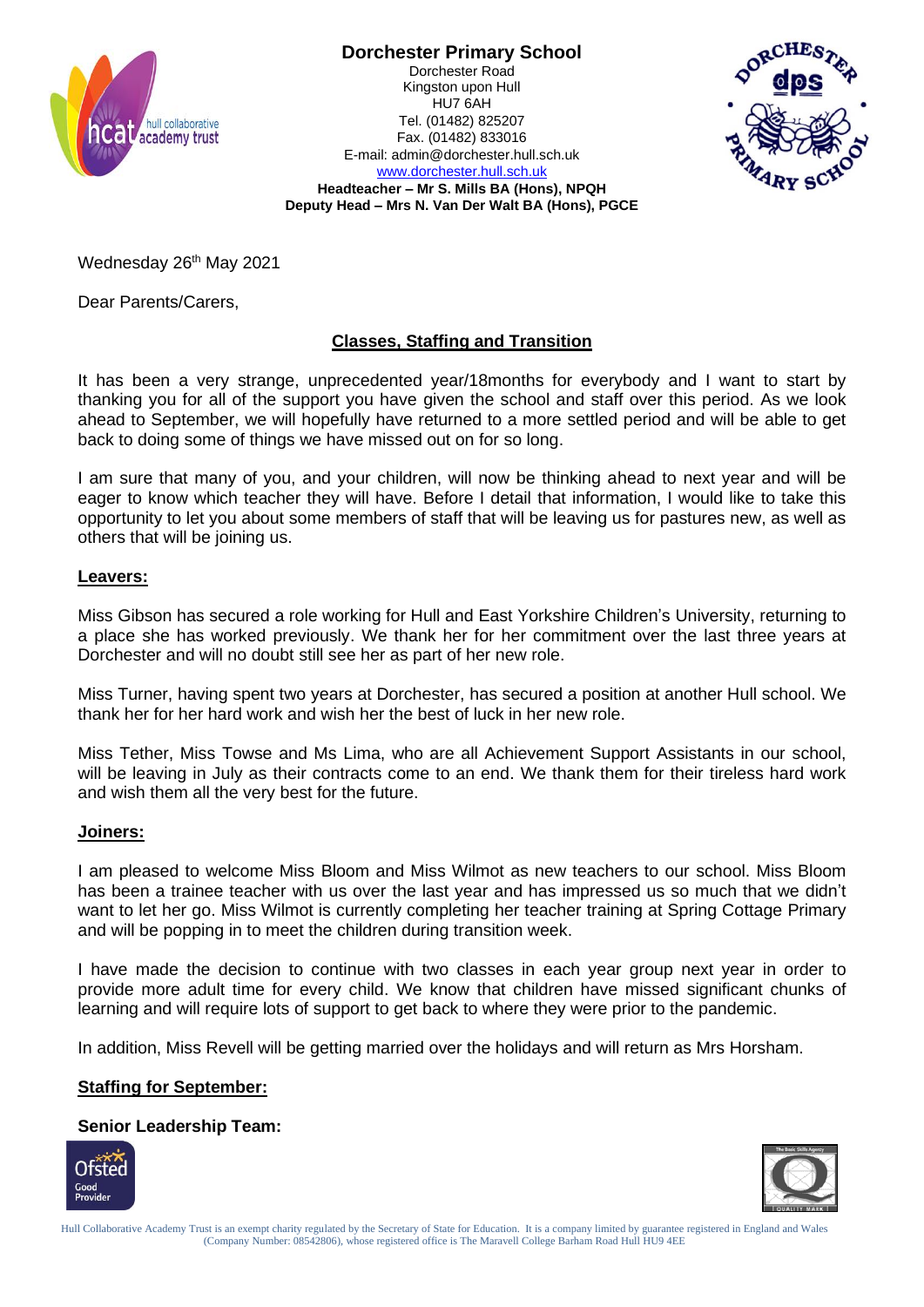# Dorchester Primary School

Dorchester Road
Kingston upon Hull
HU7 6AH
Tel. (01482) 825207
Fax. (01482) 833016
E-mail: admin@dorchester.hull.sch.uk
www.dorchester.hull.sch.uk

**Headteacher – Mr S. Mills BA (Hons), NPQH**
**Deputy Head – Mrs N. Van Der Walt BA (Hons), PGCE**

Wednesday 26th May 2021

Dear Parents/Carers,

## Classes, Staffing and Transition

It has been a very strange, unprecedented year/18months for everybody and I want to start by thanking you for all of the support you have given the school and staff over this period. As we look ahead to September, we will hopefully have returned to a more settled period and will be able to get back to doing some of things we have missed out on for so long.

I am sure that many of you, and your children, will now be thinking ahead to next year and will be eager to know which teacher they will have. Before I detail that information, I would like to take this opportunity to let you about some members of staff that will be leaving us for pastures new, as well as others that will be joining us.

### Leavers:

Miss Gibson has secured a role working for Hull and East Yorkshire Children's University, returning to a place she has worked previously. We thank her for her commitment over the last three years at Dorchester and will no doubt still see her as part of her new role.

Miss Turner, having spent two years at Dorchester, has secured a position at another Hull school. We thank her for her hard work and wish her the best of luck in her new role.

Miss Tether, Miss Towse and Ms Lima, who are all Achievement Support Assistants in our school, will be leaving in July as their contracts come to an end. We thank them for their tireless hard work and wish them all the very best for the future.

### Joiners:

I am pleased to welcome Miss Bloom and Miss Wilmot as new teachers to our school. Miss Bloom has been a trainee teacher with us over the last year and has impressed us so much that we didn't want to let her go. Miss Wilmot is currently completing her teacher training at Spring Cottage Primary and will be popping in to meet the children during transition week.

I have made the decision to continue with two classes in each year group next year in order to provide more adult time for every child. We know that children have missed significant chunks of learning and will require lots of support to get back to where they were prior to the pandemic.

In addition, Miss Revell will be getting married over the holidays and will return as Mrs Horsham.

### Staffing for September:

**Senior Leadership Team:**

Hull Collaborative Academy Trust is an exempt charity regulated by the Secretary of State for Education. It is a company limited by guarantee registered in England and Wales (Company Number: 08542806), whose registered office is The Maravell College Barham Road Hull HU9 4EE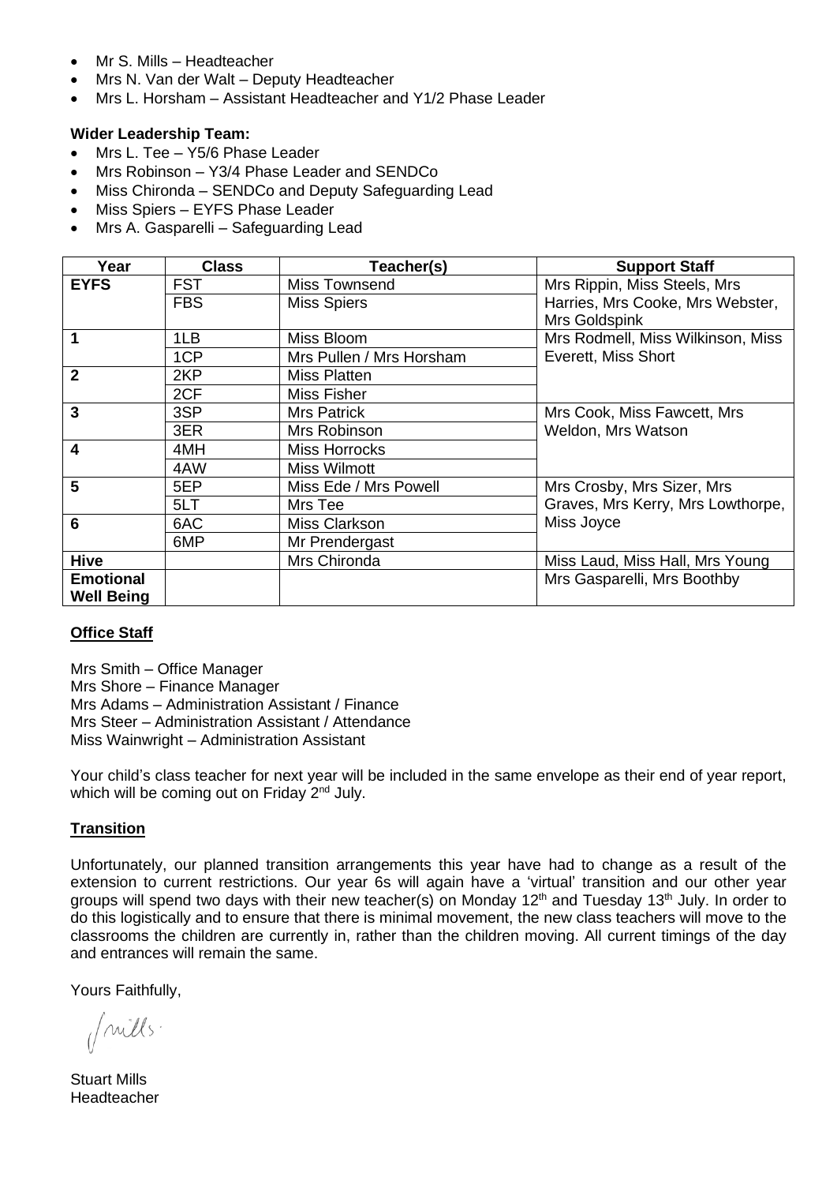- Mr S. Mills – Headteacher
- Mrs N. Van der Walt – Deputy Headteacher
- Mrs L. Horsham – Assistant Headteacher and Y1/2 Phase Leader

**Wider Leadership Team:**

- Mrs L. Tee – Y5/6 Phase Leader
- Mrs Robinson – Y3/4 Phase Leader and SENDCo
- Miss Chironda – SENDCo and Deputy Safeguarding Lead
- Miss Spiers – EYFS Phase Leader
- Mrs A. Gasparelli – Safeguarding Lead

| Year | Class | Teacher(s) | Support Staff |
|---|---|---|---|
| **EYFS** | FST | Miss Townsend | Mrs Rippin, Miss Steels, Mrs Harries, Mrs Cooke, Mrs Webster, Mrs Goldspink |
| | FBS | Miss Spiers | |
| **1** | 1LB | Miss Bloom | Mrs Rodmell, Miss Wilkinson, Miss Everett, Miss Short |
| | 1CP | Mrs Pullen / Mrs Horsham | |
| **2** | 2KP | Miss Platten | |
| | 2CF | Miss Fisher | |
| **3** | 3SP | Mrs Patrick | Mrs Cook, Miss Fawcett, Mrs Weldon, Mrs Watson |
| | 3ER | Mrs Robinson | |
| **4** | 4MH | Miss Horrocks | |
| | 4AW | Miss Wilmott | |
| **5** | 5EP | Miss Ede / Mrs Powell | Mrs Crosby, Mrs Sizer, Mrs Graves, Mrs Kerry, Mrs Lowthorpe, Miss Joyce |
| | 5LT | Mrs Tee | |
| **6** | 6AC | Miss Clarkson | |
| | 6MP | Mr Prendergast | |
| **Hive** | | Mrs Chironda | Miss Laud, Miss Hall, Mrs Young |
| **Emotional Well Being** | | | Mrs Gasparelli, Mrs Boothby |

**Office Staff**

Mrs Smith – Office Manager
Mrs Shore – Finance Manager
Mrs Adams – Administration Assistant / Finance
Mrs Steer – Administration Assistant / Attendance
Miss Wainwright – Administration Assistant

Your child's class teacher for next year will be included in the same envelope as their end of year report, which will be coming out on Friday 2nd July.

**Transition**

Unfortunately, our planned transition arrangements this year have had to change as a result of the extension to current restrictions. Our year 6s will again have a 'virtual' transition and our other year groups will spend two days with their new teacher(s) on Monday 12th and Tuesday 13th July. In order to do this logistically and to ensure that there is minimal movement, the new class teachers will move to the classrooms the children are currently in, rather than the children moving. All current timings of the day and entrances will remain the same.

Yours Faithfully,

S Mills.

Stuart Mills
Headteacher